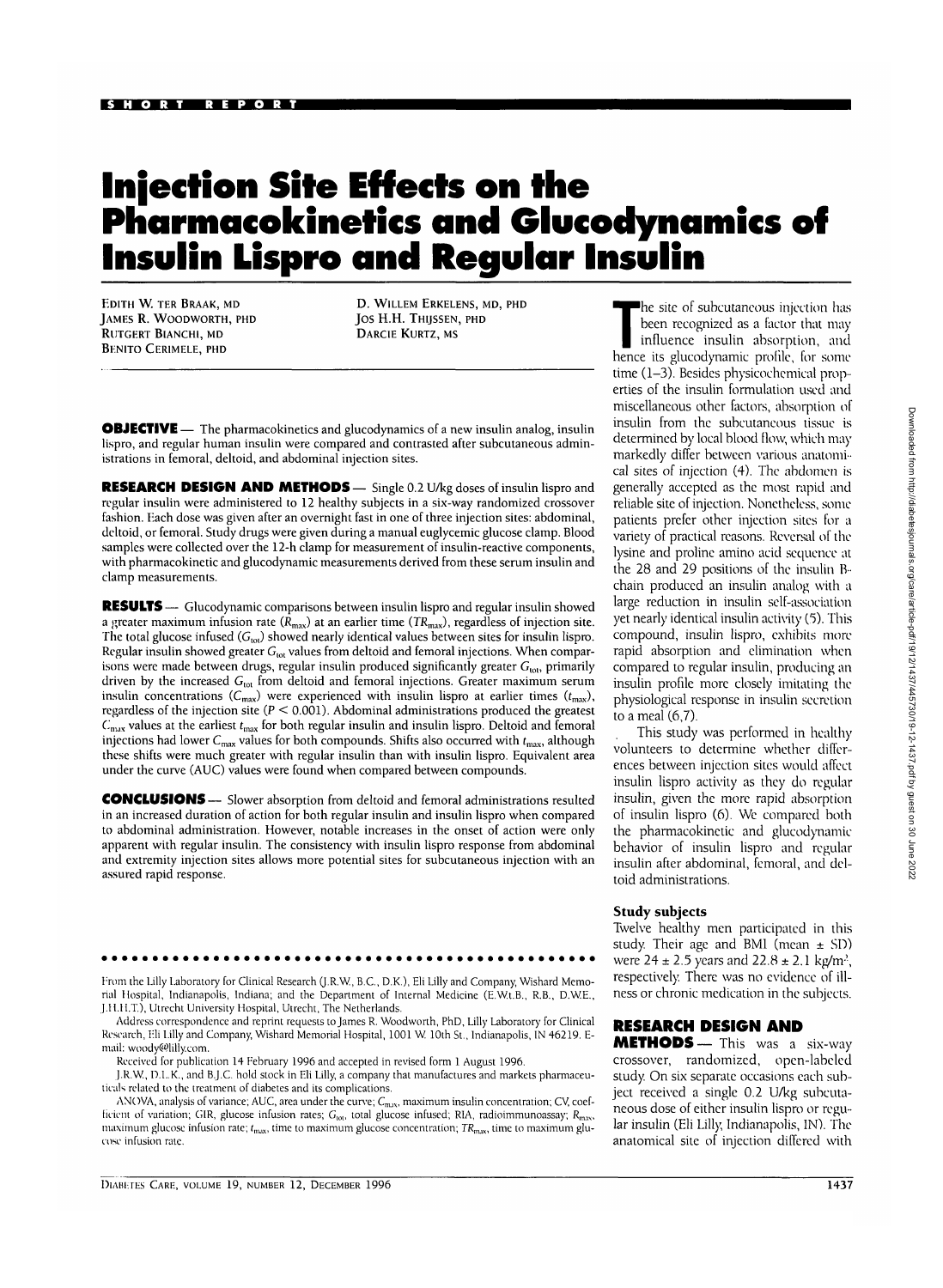SHORT REPORT

# Injection Site Effects on the Pharmacokinetics and Glucodynamics of Insulin Lispro and Regular Insulin

EDITH W. TER BRAAK, MD
JAMES R. WOODWORTH, PHD
RUTGERT BIANCHI, MD
BENITO CERIMELE, PHD
D. WILLEM ERKELENS, MD, PHD
JOS H.H. THIJSSEN, PHD
DARCIE KURTZ, MS

**OBJECTIVE** — The pharmacokinetics and glucodynamics of a new insulin analog, insulin lispro, and regular human insulin were compared and contrasted after subcutaneous administrations in femoral, deltoid, and abdominal injection sites.

**RESEARCH DESIGN AND METHODS** — Single 0.2 U/kg doses of insulin lispro and regular insulin were administered to 12 healthy subjects in a six-way randomized crossover fashion. Each dose was given after an overnight fast in one of three injection sites: abdominal, deltoid, or femoral. Study drugs were given during a manual euglycemic glucose clamp. Blood samples were collected over the 12-h clamp for measurement of insulin-reactive components, with pharmacokinetic and glucodynamic measurements derived from these serum insulin and clamp measurements.

**RESULTS** — Glucodynamic comparisons between insulin lispro and regular insulin showed a greater maximum infusion rate ($R_{max}$) at an earlier time ($TR_{max}$), regardless of injection site. The total glucose infused ($G_{tot}$) showed nearly identical values between sites for insulin lispro. Regular insulin showed greater $G_{tot}$ values from deltoid and femoral injections. When comparisons were made between drugs, regular insulin produced significantly greater $G_{tot}$, primarily driven by the increased $G_{tot}$ from deltoid and femoral injections. Greater maximum serum insulin concentrations ($C_{max}$) were experienced with insulin lispro at earlier times ($t_{max}$), regardless of the injection site ($P < 0.001$). Abdominal administrations produced the greatest $C_{max}$ values at the earliest $t_{max}$ for both regular insulin and insulin lispro. Deltoid and femoral injections had lower $C_{max}$ values for both compounds. Shifts also occurred with $t_{max}$, although these shifts were much greater with regular insulin than with insulin lispro. Equivalent area under the curve (AUC) values were found when compared between compounds.

**CONCLUSIONS** — Slower absorption from deltoid and femoral administrations resulted in an increased duration of action for both regular insulin and insulin lispro when compared to abdominal administration. However, notable increases in the onset of action were only apparent with regular insulin. The consistency with insulin lispro response from abdominal and extremity injection sites allows more potential sites for subcutaneous injection with an assured rapid response.

From the Lilly Laboratory for Clinical Research (J.R.W., B.C., D.K.), Eli Lilly and Company, Wishard Memorial Hospital, Indianapolis, Indiana; and the Department of Internal Medicine (E.W.t.B., R.B., D.W.E., J.H.H.T.), Utrecht University Hospital, Utrecht, The Netherlands.

Address correspondence and reprint requests to James R. Woodworth, PhD, Lilly Laboratory for Clinical Research, Eli Lilly and Company, Wishard Memorial Hospital, 1001 W. 10th St., Indianapolis, IN 46219. E-mail: woody@lilly.com.

Received for publication 14 February 1996 and accepted in revised form 1 August 1996.

J.R.W., D.L.K., and B.J.C. hold stock in Eli Lilly, a company that manufactures and markets pharmaceuticals related to the treatment of diabetes and its complications.

ANOVA, analysis of variance; AUC, area under the curve; $C_{max}$, maximum insulin concentration; CV, coefficient of variation; GIR, glucose infusion rates; $G_{tot}$, total glucose infused; RIA, radioimmunoassay; $R_{max}$, maximum glucose infusion rate; $t_{max}$, time to maximum glucose concentration; $TR_{max}$, time to maximum glucose infusion rate.

The site of subcutaneous injection has been recognized as a factor that may influence insulin absorption, and hence its glucodynamic profile, for some time (1–3). Besides physicochemical properties of the insulin formulation used and miscellaneous other factors, absorption of insulin from the subcutaneous tissue is determined by local blood flow, which may markedly differ between various anatomical sites of injection (4). The abdomen is generally accepted as the most rapid and reliable site of injection. Nonetheless, some patients prefer other injection sites for a variety of practical reasons. Reversal of the lysine and proline amino acid sequence at the 28 and 29 positions of the insulin B-chain produced an insulin analog with a large reduction in insulin self-association yet nearly identical insulin activity (5). This compound, insulin lispro, exhibits more rapid absorption and elimination when compared to regular insulin, producing an insulin profile more closely imitating the physiological response in insulin secretion to a meal (6,7).

This study was performed in healthy volunteers to determine whether differences between injection sites would affect insulin lispro activity as they do regular insulin, given the more rapid absorption of insulin lispro (6). We compared both the pharmacokinetic and glucodynamic behavior of insulin lispro and regular insulin after abdominal, femoral, and deltoid administrations.

### Study subjects

Twelve healthy men participated in this study. Their age and BMI (mean ± SD) were 24 ± 2.5 years and 22.8 ± 2.1 kg/m², respectively. There was no evidence of illness or chronic medication in the subjects.

## RESEARCH DESIGN AND METHODS

This was a six-way crossover, randomized, open-labeled study. On six separate occasions each subject received a single 0.2 U/kg subcutaneous dose of either insulin lispro or regular insulin (Eli Lilly, Indianapolis, IN). The anatomical site of injection differed with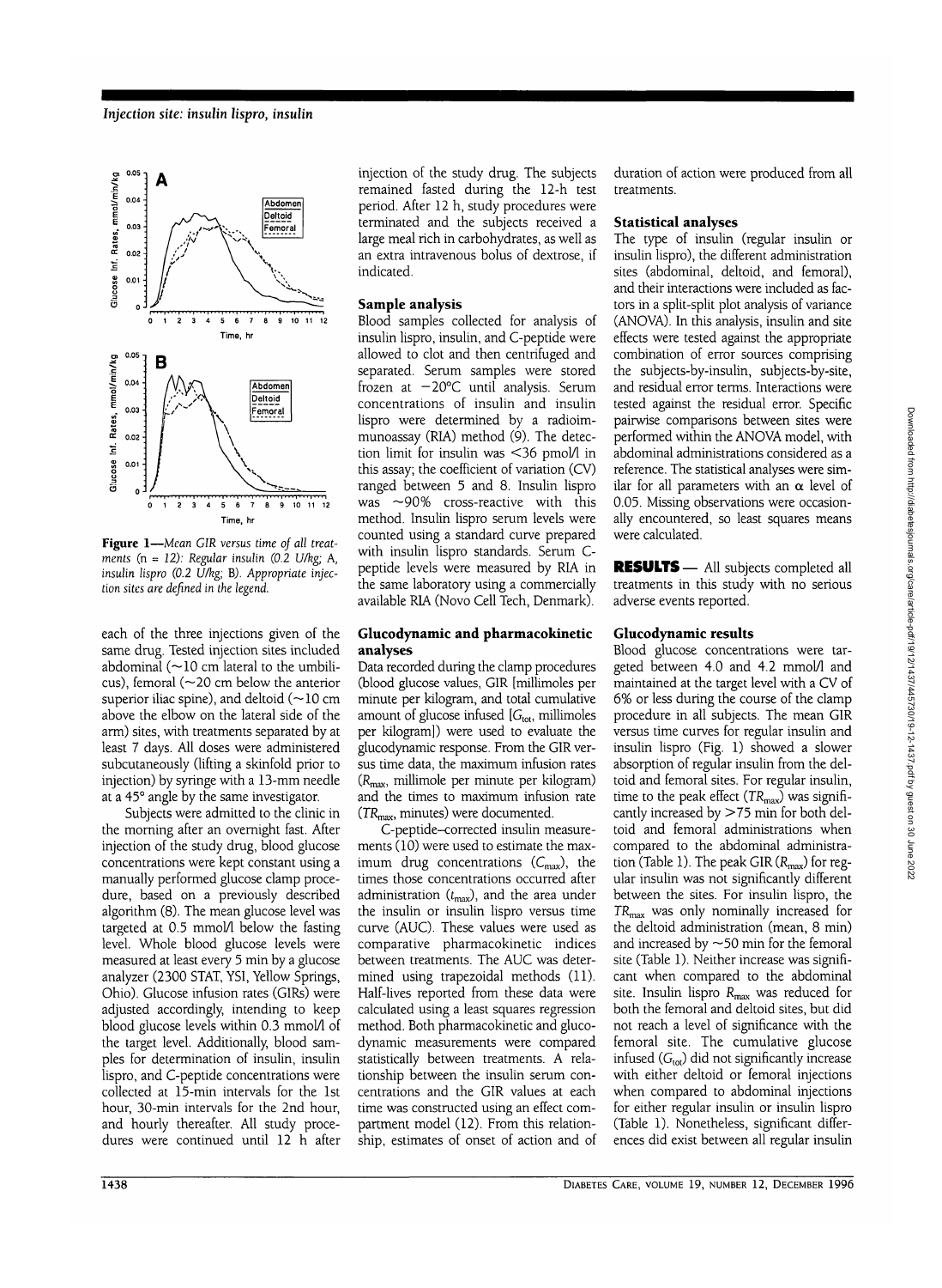**Figure 1**—*Mean GIR versus time of all treatments (n = 12): Regular insulin (0.2 U/kg; A, insulin lispro (0.2 U/kg; B). Appropriate injection sites are defined in the legend.*

each of the three injections given of the same drug. Tested injection sites included abdominal (~10 cm lateral to the umbilicus), femoral (~20 cm below the anterior superior iliac spine), and deltoid (~10 cm above the elbow on the lateral side of the arm) sites, with treatments separated by at least 7 days. All doses were administered subcutaneously (lifting a skinfold prior to injection) by syringe with a 13-mm needle at a 45° angle by the same investigator.

Subjects were admitted to the clinic in the morning after an overnight fast. After injection of the study drug, blood glucose concentrations were kept constant using a manually performed glucose clamp procedure, based on a previously described algorithm (8). The mean glucose level was targeted at 0.5 mmol/l below the fasting level. Whole blood glucose levels were measured at least every 5 min by a glucose analyzer (2300 STAT, YSI, Yellow Springs, Ohio). Glucose infusion rates (GIRs) were adjusted accordingly, intending to keep blood glucose levels within 0.3 mmol/l of the target level. Additionally, blood samples for determination of insulin, insulin lispro, and C-peptide concentrations were collected at 15-min intervals for the 1st hour, 30-min intervals for the 2nd hour, and hourly thereafter. All study procedures were continued until 12 h after injection of the study drug. The subjects remained fasted during the 12-h test period. After 12 h, study procedures were terminated and the subjects received a large meal rich in carbohydrates, as well as an extra intravenous bolus of dextrose, if indicated.

### Sample analysis

Blood samples collected for analysis of insulin lispro, insulin, and C-peptide were allowed to clot and then centrifuged and separated. Serum samples were stored frozen at −20°C until analysis. Serum concentrations of insulin and insulin lispro were determined by a radioimmunoassay (RIA) method (9). The detection limit for insulin was <36 pmol/l in this assay; the coefficient of variation (CV) ranged between 5 and 8. Insulin lispro was ~90% cross-reactive with this method. Insulin lispro serum levels were counted using a standard curve prepared with insulin lispro standards. Serum C-peptide levels were measured by RIA in the same laboratory using a commercially available RIA (Novo Cell Tech, Denmark).

### Glucodynamic and pharmacokinetic analyses

Data recorded during the clamp procedures (blood glucose values, GIR [millimoles per minute per kilogram, and total cumulative amount of glucose infused [$G_{tot}$, millimoles per kilogram]) were used to evaluate the glucodynamic response. From the GIR versus time data, the maximum infusion rates ($R_{max}$, millimole per minute per kilogram) and the times to maximum infusion rate ($TR_{max}$, minutes) were documented.

C-peptide–corrected insulin measurements (10) were used to estimate the maximum drug concentrations ($C_{max}$), the times those concentrations occurred after administration ($t_{max}$), and the area under the insulin or insulin lispro versus time curve (AUC). These values were used as comparative pharmacokinetic indices between treatments. The AUC was determined using trapezoidal methods (11). Half-lives reported from these data were calculated using a least squares regression method. Both pharmacokinetic and glucodynamic measurements were compared statistically between treatments. A relationship between the insulin serum concentrations and the GIR values at each time was constructed using an effect compartment model (12). From this relationship, estimates of onset of action and of duration of action were produced from all treatments.

### Statistical analyses

The type of insulin (regular insulin or insulin lispro), the different administration sites (abdominal, deltoid, and femoral), and their interactions were included as factors in a split-split plot analysis of variance (ANOVA). In this analysis, insulin and site effects were tested against the appropriate combination of error sources comprising the subjects-by-insulin, subjects-by-site, and residual error terms. Interactions were tested against the residual error. Specific pairwise comparisons between sites were performed within the ANOVA model, with abdominal administrations considered as a reference. The statistical analyses were similar for all parameters with an $\alpha$ level of 0.05. Missing observations were occasionally encountered, so least squares means were calculated.

## RESULTS

All subjects completed all treatments in this study with no serious adverse events reported.

### Glucodynamic results

Blood glucose concentrations were targeted between 4.0 and 4.2 mmol/l and maintained at the target level with a CV of 6% or less during the course of the clamp procedure in all subjects. The mean GIR versus time curves for regular insulin and insulin lispro (Fig. 1) showed a slower absorption of regular insulin from the deltoid and femoral sites. For regular insulin, time to the peak effect ($TR_{max}$) was significantly increased by >75 min for both deltoid and femoral administrations when compared to the abdominal administration (Table 1). The peak GIR ($R_{max}$) for regular insulin was not significantly different between the sites. For insulin lispro, the $TR_{max}$ was only nominally increased for the deltoid administration (mean, 8 min) and increased by ~50 min for the femoral site (Table 1). Neither increase was significant when compared to the abdominal site. Insulin lispro $R_{max}$ was reduced for both the femoral and deltoid sites, but did not reach a level of significance with the femoral site. The cumulative glucose infused ($G_{tot}$) did not significantly increase with either deltoid or femoral injections when compared to abdominal injections for either regular insulin or insulin lispro (Table 1). Nonetheless, significant differences did exist between all regular insulin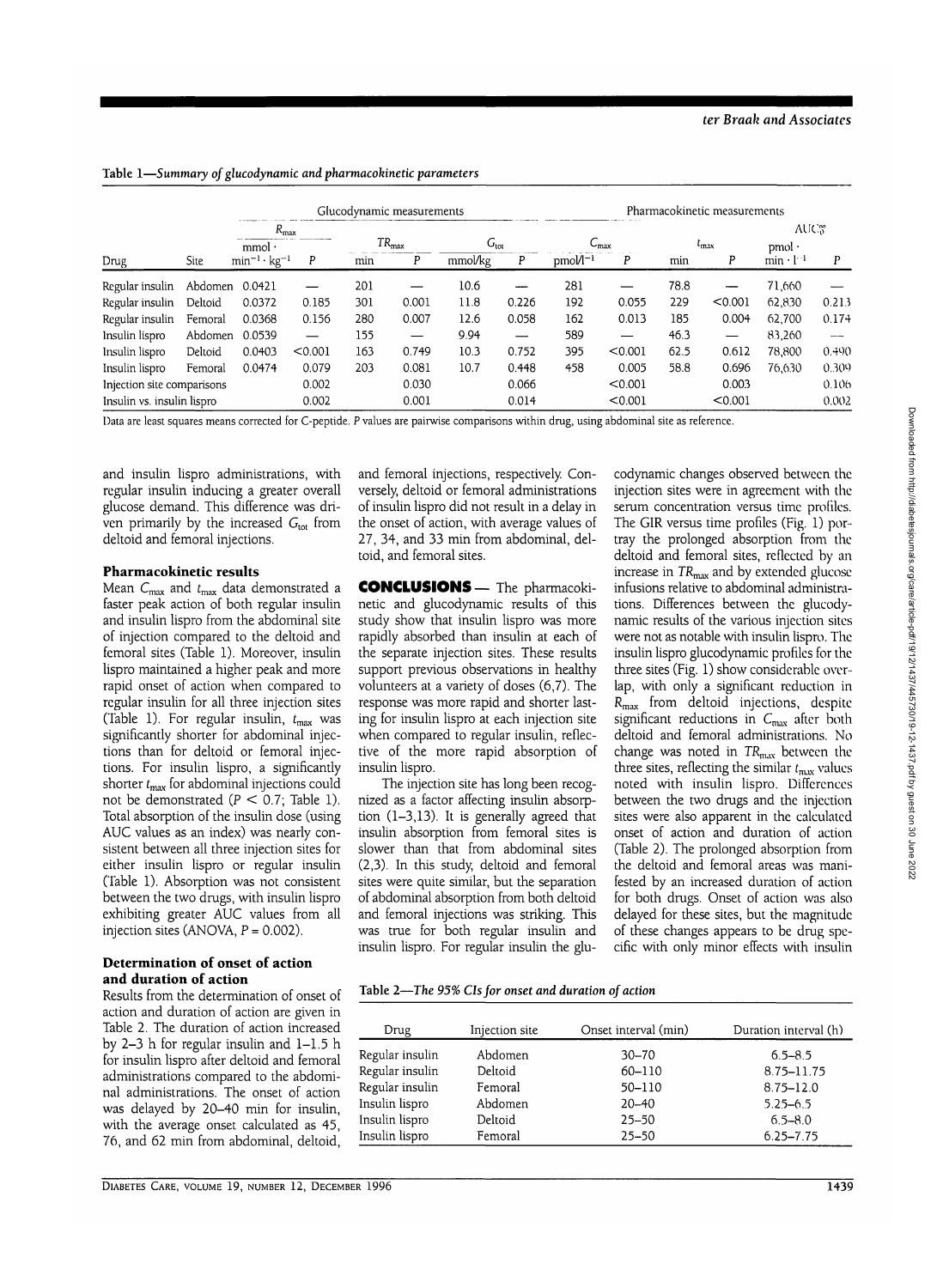Table 1—*Summary of glucodynamic and pharmacokinetic parameters*

| | | Glucodynamic measurements | | | | | | Pharmacokinetic measurements | | | | | |
|---|---|---|---|---|---|---|---|---|---|---|---|---|---|
| | | $R_{max}$ | | $TR_{max}$ | | $G_{tot}$ | | $C_{max}$ | | $t_{max}$ | | $AUC_0^\infty$ | |
| Drug | Site | mmol · min$^{-1}$ · kg$^{-1}$ | P | min | P | mmol/kg | P | pmol/l$^{-1}$ | P | min | P | pmol · min · l$^{-1}$ | P |
| Regular insulin | Abdomen | 0.0421 | — | 201 | — | 10.6 | — | 281 | — | 78.8 | — | 71,660 | — |
| Regular insulin | Deltoid | 0.0372 | 0.185 | 301 | 0.001 | 11.8 | 0.226 | 192 | 0.055 | 229 | <0.001 | 62,830 | 0.213 |
| Regular insulin | Femoral | 0.0368 | 0.156 | 280 | 0.007 | 12.6 | 0.058 | 162 | 0.013 | 185 | 0.004 | 62,700 | 0.174 |
| Insulin lispro | Abdomen | 0.0539 | — | 155 | — | 9.94 | — | 589 | — | 46.3 | — | 83,260 | — |
| Insulin lispro | Deltoid | 0.0403 | <0.001 | 163 | 0.749 | 10.3 | 0.752 | 395 | <0.001 | 62.5 | 0.612 | 78,800 | 0.490 |
| Insulin lispro | Femoral | 0.0474 | 0.079 | 203 | 0.081 | 10.7 | 0.448 | 458 | 0.005 | 58.8 | 0.696 | 76,630 | 0.309 |
| Injection site comparisons | | | 0.002 | | 0.030 | | 0.066 | | <0.001 | | 0.003 | | 0.106 |
| Insulin vs. insulin lispro | | | 0.002 | | 0.001 | | 0.014 | | <0.001 | | <0.001 | | 0.002 |

Data are least squares means corrected for C-peptide. P values are pairwise comparisons within drug, using abdominal site as reference.

and insulin lispro administrations, with regular insulin inducing a greater overall glucose demand. This difference was driven primarily by the increased $G_{tot}$ from deltoid and femoral injections.

### Pharmacokinetic results

Mean $C_{max}$ and $t_{max}$ data demonstrated a faster peak action of both regular insulin and insulin lispro from the abdominal site of injection compared to the deltoid and femoral sites (Table 1). Moreover, insulin lispro maintained a higher peak and more rapid onset of action when compared to regular insulin for all three injection sites (Table 1). For regular insulin, $t_{max}$ was significantly shorter for abdominal injections than for deltoid or femoral injections. For insulin lispro, a significantly shorter $t_{max}$ for abdominal injections could not be demonstrated ($P < 0.7$; Table 1). Total absorption of the insulin dose (using AUC values as an index) was nearly consistent between all three injection sites for either insulin lispro or regular insulin (Table 1). Absorption was not consistent between the two drugs, with insulin lispro exhibiting greater AUC values from all injection sites (ANOVA, $P = 0.002$).

### Determination of onset of action and duration of action

Results from the determination of onset of action and duration of action are given in Table 2. The duration of action increased by 2–3 h for regular insulin and 1–1.5 h for insulin lispro after deltoid and femoral administrations compared to the abdominal administrations. The onset of action was delayed by 20–40 min for insulin, with the average onset calculated as 45, 76, and 62 min from abdominal, deltoid, and femoral injections, respectively. Conversely, deltoid or femoral administrations of insulin lispro did not result in a delay in the onset of action, with average values of 27, 34, and 33 min from abdominal, deltoid, and femoral sites.

## CONCLUSIONS

The pharmacokinetic and glucodynamic results of this study show that insulin lispro was more rapidly absorbed than insulin at each of the separate injection sites. These results support previous observations in healthy volunteers at a variety of doses (6,7). The response was more rapid and shorter lasting for insulin lispro at each injection site when compared to regular insulin, reflective of the more rapid absorption of insulin lispro.

The injection site has long been recognized as a factor affecting insulin absorption (1–3,13). It is generally agreed that insulin absorption from femoral sites is slower than that from abdominal sites (2,3). In this study, deltoid and femoral sites were quite similar, but the separation of abdominal absorption from both deltoid and femoral injections was striking. This was true for both regular insulin and insulin lispro. For regular insulin the glucodynamic changes observed between the injection sites were in agreement with the serum concentration versus time profiles. The GIR versus time profiles (Fig. 1) portray the prolonged absorption from the deltoid and femoral sites, reflected by an increase in $TR_{max}$ and by extended glucose infusions relative to abdominal administrations. Differences between the glucodynamic results of the various injection sites were not as notable with insulin lispro. The insulin lispro glucodynamic profiles for the three sites (Fig. 1) show considerable overlap, with only a significant reduction in $R_{max}$ from deltoid injections, despite significant reductions in $C_{max}$ after both deltoid and femoral administrations. No change was noted in $TR_{max}$ between the three sites, reflecting the similar $t_{max}$ values noted with insulin lispro. Differences between the two drugs and the injection sites were also apparent in the calculated onset of action and duration of action (Table 2). The prolonged absorption from the deltoid and femoral areas was manifested by an increased duration of action for both drugs. Onset of action was also delayed for these sites, but the magnitude of these changes appears to be drug specific with only minor effects with insulin

Table 2—*The 95% CIs for onset and duration of action*

| Drug | Injection site | Onset interval (min) | Duration interval (h) |
|---|---|---|---|
| Regular insulin | Abdomen | 30–70 | 6.5–8.5 |
| Regular insulin | Deltoid | 60–110 | 8.75–11.75 |
| Regular insulin | Femoral | 50–110 | 8.75–12.0 |
| Insulin lispro | Abdomen | 20–40 | 5.25–6.5 |
| Insulin lispro | Deltoid | 25–50 | 6.5–8.0 |
| Insulin lispro | Femoral | 25–50 | 6.25–7.75 |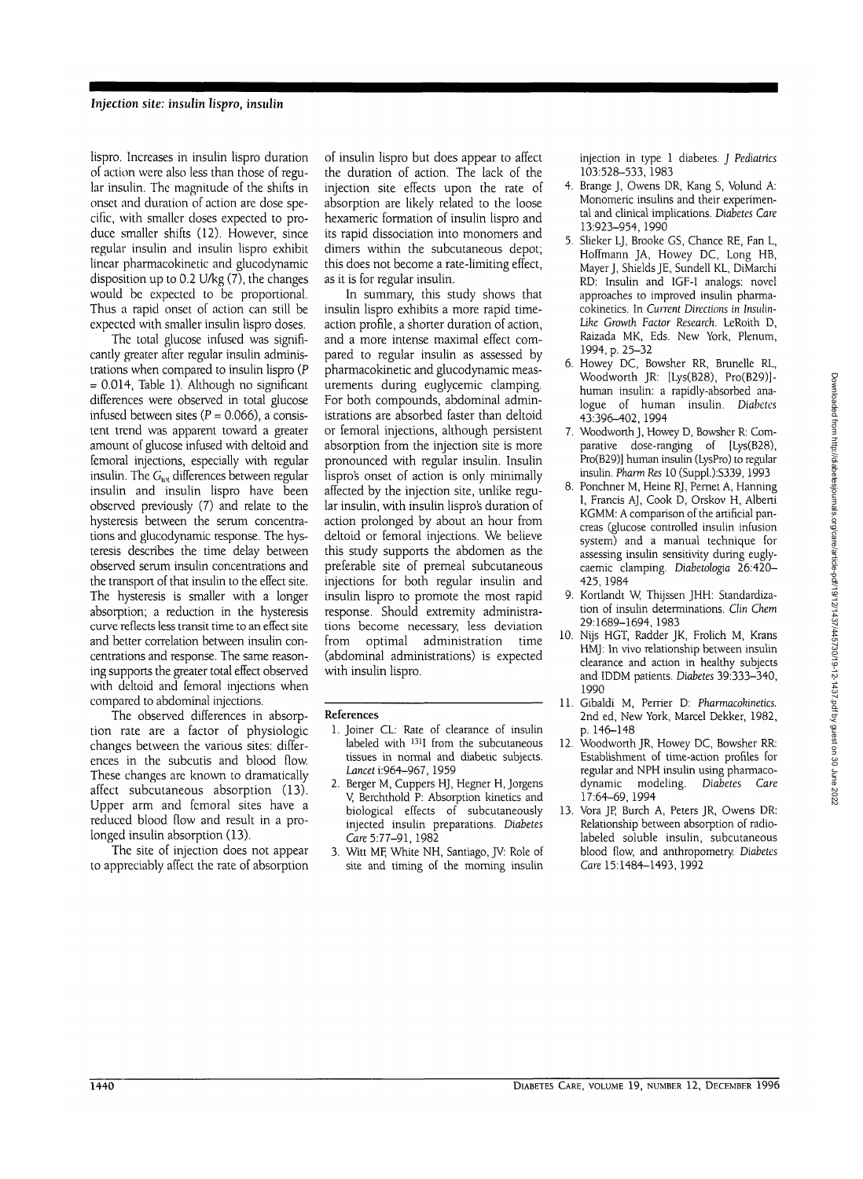lispro. Increases in insulin lispro duration of action were also less than those of regular insulin. The magnitude of the shifts in onset and duration of action are dose specific, with smaller doses expected to produce smaller shifts (12). However, since regular insulin and insulin lispro exhibit linear pharmacokinetic and glucodynamic disposition up to 0.2 U/kg (7), the changes would be expected to be proportional. Thus a rapid onset of action can still be expected with smaller insulin lispro doses.

The total glucose infused was significantly greater after regular insulin administrations when compared to insulin lispro ($P = 0.014$, Table 1). Although no significant differences were observed in total glucose infused between sites ($P = 0.066$), a consistent trend was apparent toward a greater amount of glucose infused with deltoid and femoral injections, especially with regular insulin. The $G_{tot}$ differences between regular insulin and insulin lispro have been observed previously (7) and relate to the hysteresis between the serum concentrations and glucodynamic response. The hysteresis describes the time delay between observed serum insulin concentrations and the transport of that insulin to the effect site. The hysteresis is smaller with a longer absorption; a reduction in the hysteresis curve reflects less transit time to an effect site and better correlation between insulin concentrations and response. The same reasoning supports the greater total effect observed with deltoid and femoral injections when compared to abdominal injections.

The observed differences in absorption rate are a factor of physiologic changes between the various sites: differences in the subcutis and blood flow. These changes are known to dramatically affect subcutaneous absorption (13). Upper arm and femoral sites have a reduced blood flow and result in a prolonged insulin absorption (13).

The site of injection does not appear to appreciably affect the rate of absorption of insulin lispro but does appear to affect the duration of action. The lack of the injection site effects upon the rate of absorption are likely related to the loose hexameric formation of insulin lispro and its rapid dissociation into monomers and dimers within the subcutaneous depot; this does not become a rate-limiting effect, as it is for regular insulin.

In summary, this study shows that insulin lispro exhibits a more rapid time-action profile, a shorter duration of action, and a more intense maximal effect compared to regular insulin as assessed by pharmacokinetic and glucodynamic measurements during euglycemic clamping. For both compounds, abdominal administrations are absorbed faster than deltoid or femoral injections, although persistent absorption from the injection site is more pronounced with regular insulin. Insulin lispro's onset of action is only minimally affected by the injection site, unlike regular insulin, with insulin lispro's duration of action prolonged by about an hour from deltoid or femoral injections. We believe this study supports the abdomen as the preferable site of premeal subcutaneous injections for both regular insulin and insulin lispro to promote the most rapid response. Should extremity administrations become necessary, less deviation from optimal administration time (abdominal administrations) is expected with insulin lispro.

## References

1. Joiner CL: Rate of clearance of insulin labeled with $^{131}$I from the subcutaneous tissues in normal and diabetic subjects. *Lancet* i:964–967, 1959
2. Berger M, Cuppers HJ, Hegner H, Jorgens V, Berchthold P: Absorption kinetics and biological effects of subcutaneously injected insulin preparations. *Diabetes Care* 5:77–91, 1982
3. Witt MF, White NH, Santiago, JV: Role of site and timing of the morning insulin injection in type 1 diabetes. *J Pediatrics* 103:528–533, 1983
4. Brange J, Owens DR, Kang S, Volund A: Monomeric insulins and their experimental and clinical implications. *Diabetes Care* 13:923–954, 1990
5. Slieker LJ, Brooke GS, Chance RE, Fan L, Hoffmann JA, Howey DC, Long HB, Mayer J, Shields JE, Sundell KL, DiMarchi RD: Insulin and IGF-1 analogs: novel approaches to improved insulin pharmacokinetics. In *Current Directions in Insulin-Like Growth Factor Research*. LeRoith D, Raizada MK, Eds. New York, Plenum, 1994, p. 25–32
6. Howey DC, Bowsher RR, Brunelle RL, Woodworth JR: [Lys(B28), Pro(B29)]-human insulin: a rapidly-absorbed analogue of human insulin. *Diabetes* 43:396–402, 1994
7. Woodworth J, Howey D, Bowsher R: Comparative dose-ranging of [Lys(B28), Pro(B29)] human insulin (LysPro) to regular insulin. *Pharm Res* 10 (Suppl.):S339, 1993
8. Ponchner M, Heine RJ, Pernet A, Hanning I, Francis AJ, Cook D, Orskov H, Alberti KGMM: A comparison of the artificial pancreas (glucose controlled insulin infusion system) and a manual technique for assessing insulin sensitivity during euglycaemic clamping. *Diabetologia* 26:420–425, 1984
9. Kortlandt W, Thijssen JHH: Standardization of insulin determinations. *Clin Chem* 29:1689–1694, 1983
10. Nijs HGT, Radder JK, Frolich M, Krans HMJ: In vivo relationship between insulin clearance and action in healthy subjects and IDDM patients. *Diabetes* 39:333–340, 1990
11. Gibaldi M, Perrier D: *Pharmacokinetics*. 2nd ed, New York, Marcel Dekker, 1982, p. 146–148
12. Woodworth JR, Howey DC, Bowsher RR: Establishment of time-action profiles for regular and NPH insulin using pharmacodynamic modeling. *Diabetes Care* 17:64–69, 1994
13. Vora JP, Burch A, Peters JR, Owens DR: Relationship between absorption of radiolabeled soluble insulin, subcutaneous blood flow, and anthropometry. *Diabetes Care* 15:1484–1493, 1992